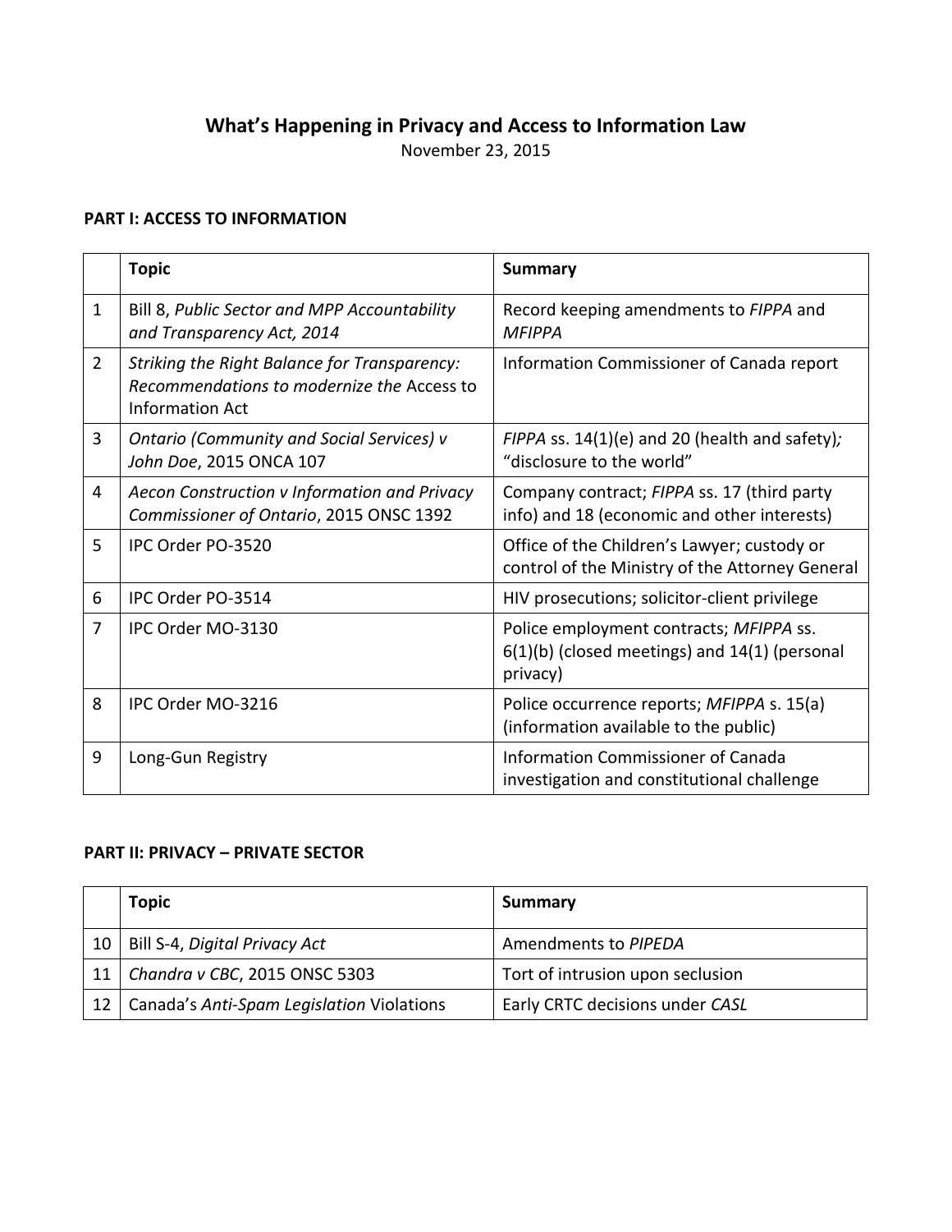# What's Happening in Privacy and Access to Information Law

November 23, 2015

## PART I: ACCESS TO INFORMATION

| | **Topic** | **Summary** |
|---|---|---|
| 1 | Bill 8, *Public Sector and MPP Accountability and Transparency Act, 2014* | Record keeping amendments to *FIPPA* and *MFIPPA* |
| 2 | *Striking the Right Balance for Transparency: Recommendations to modernize the* Access to Information Act | Information Commissioner of Canada report |
| 3 | *Ontario (Community and Social Services) v John Doe*, 2015 ONCA 107 | *FIPPA* ss. 14(1)(e) and 20 (health and safety); "disclosure to the world" |
| 4 | *Aecon Construction v Information and Privacy Commissioner of Ontario*, 2015 ONSC 1392 | Company contract; *FIPPA* ss. 17 (third party info) and 18 (economic and other interests) |
| 5 | IPC Order PO-3520 | Office of the Children's Lawyer; custody or control of the Ministry of the Attorney General |
| 6 | IPC Order PO-3514 | HIV prosecutions; solicitor-client privilege |
| 7 | IPC Order MO-3130 | Police employment contracts; *MFIPPA* ss. 6(1)(b) (closed meetings) and 14(1) (personal privacy) |
| 8 | IPC Order MO-3216 | Police occurrence reports; *MFIPPA* s. 15(a) (information available to the public) |
| 9 | Long-Gun Registry | Information Commissioner of Canada investigation and constitutional challenge |

## PART II: PRIVACY – PRIVATE SECTOR

| | **Topic** | **Summary** |
|---|---|---|
| 10 | Bill S-4, *Digital Privacy Act* | Amendments to *PIPEDA* |
| 11 | *Chandra v CBC*, 2015 ONSC 5303 | Tort of intrusion upon seclusion |
| 12 | Canada's *Anti-Spam Legislation* Violations | Early CRTC decisions under *CASL* |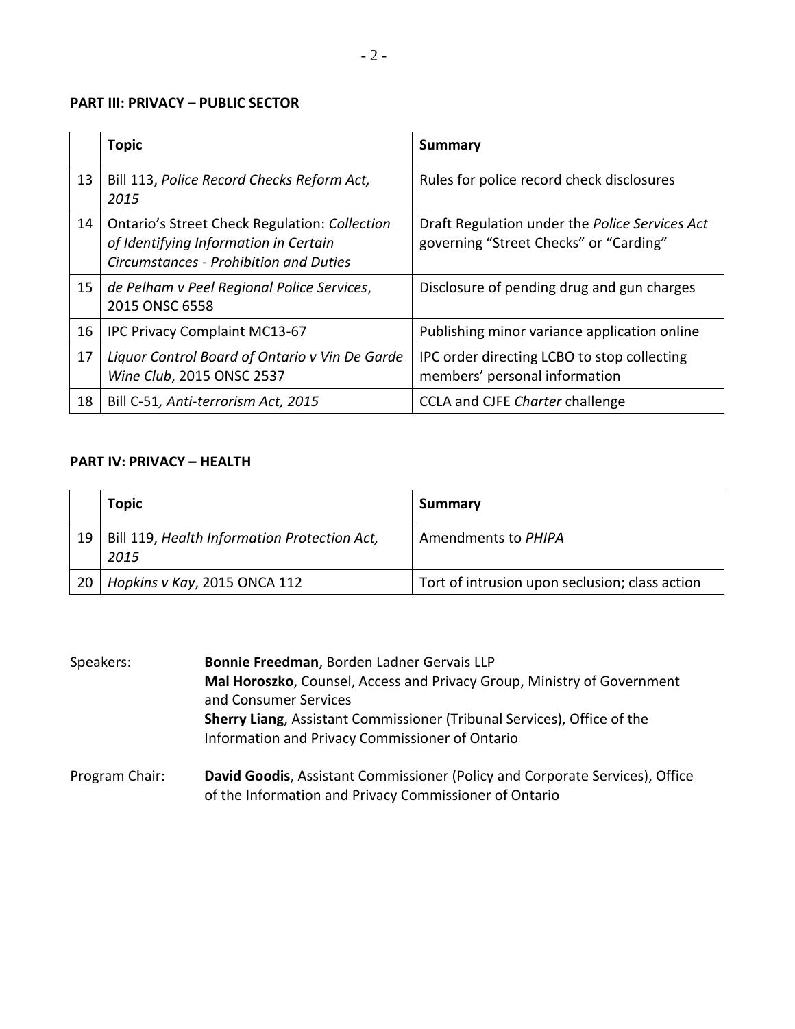**PART III: PRIVACY – PUBLIC SECTOR**

| | Topic | Summary |
|---|---|---|
| 13 | Bill 113, *Police Record Checks Reform Act, 2015* | Rules for police record check disclosures |
| 14 | Ontario's Street Check Regulation: *Collection of Identifying Information in Certain Circumstances - Prohibition and Duties* | Draft Regulation under the *Police Services Act* governing "Street Checks" or "Carding" |
| 15 | *de Pelham v Peel Regional Police Services*, 2015 ONSC 6558 | Disclosure of pending drug and gun charges |
| 16 | IPC Privacy Complaint MC13-67 | Publishing minor variance application online |
| 17 | *Liquor Control Board of Ontario v Vin De Garde Wine Club*, 2015 ONSC 2537 | IPC order directing LCBO to stop collecting members' personal information |
| 18 | Bill C-51*, Anti-terrorism Act, 2015* | CCLA and CJFE *Charter* challenge |

**PART IV: PRIVACY – HEALTH**

| | Topic | Summary |
|---|---|---|
| 19 | Bill 119, *Health Information Protection Act, 2015* | Amendments to *PHIPA* |
| 20 | *Hopkins v Kay*, 2015 ONCA 112 | Tort of intrusion upon seclusion; class action |

Speakers: **Bonnie Freedman**, Borden Ladner Gervais LLP
**Mal Horoszko**, Counsel, Access and Privacy Group, Ministry of Government and Consumer Services
**Sherry Liang**, Assistant Commissioner (Tribunal Services), Office of the Information and Privacy Commissioner of Ontario

Program Chair: **David Goodis**, Assistant Commissioner (Policy and Corporate Services), Office of the Information and Privacy Commissioner of Ontario